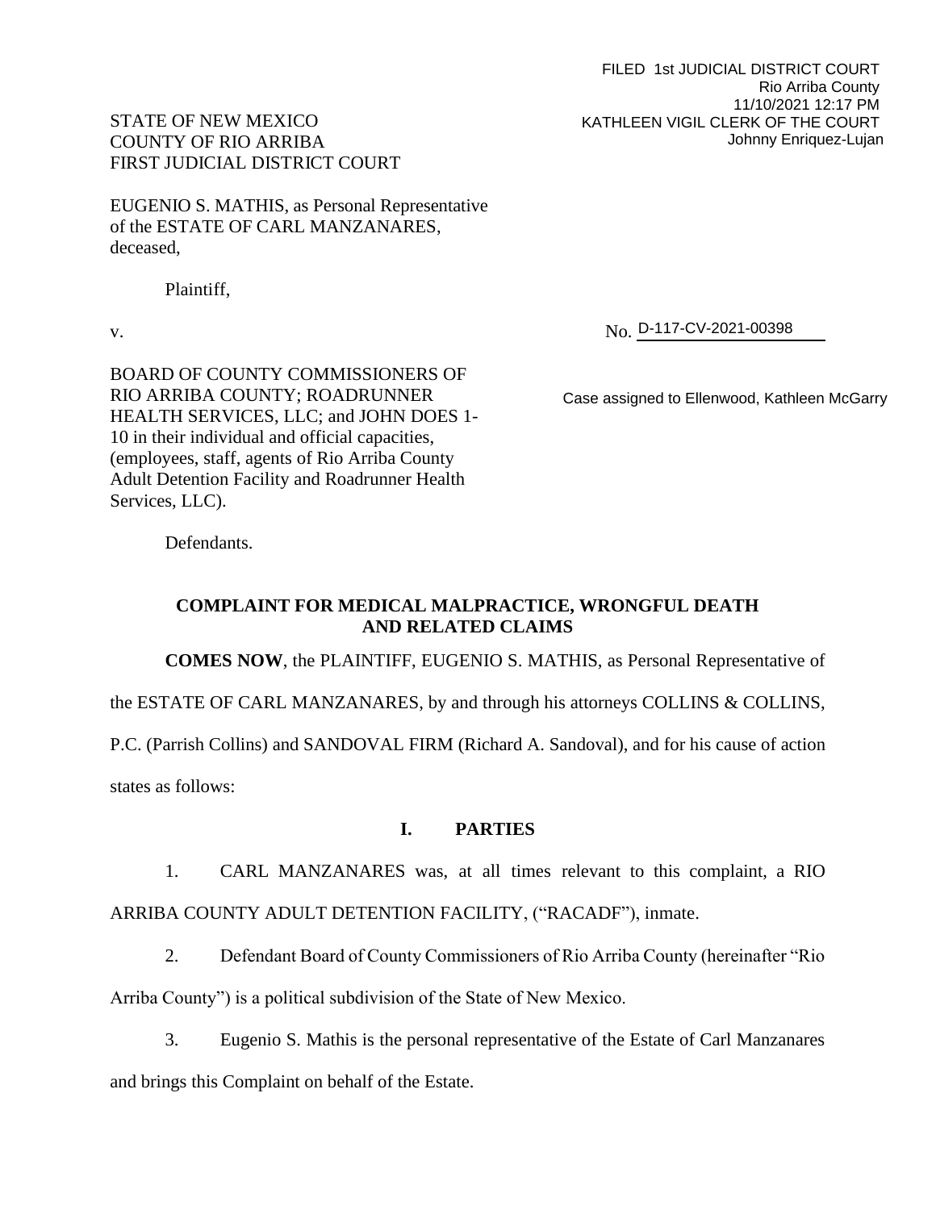FILED 1st JUDICIAL DISTRICT COURT
Rio Arriba County
11/10/2021 12:17 PM
KATHLEEN VIGIL CLERK OF THE COURT
Johnny Enriquez-Lujan

STATE OF NEW MEXICO
COUNTY OF RIO ARRIBA
FIRST JUDICIAL DISTRICT COURT

EUGENIO S. MATHIS, as Personal Representative of the ESTATE OF CARL MANZANARES, deceased,

Plaintiff,

v.

No. D-117-CV-2021-00398

BOARD OF COUNTY COMMISSIONERS OF RIO ARRIBA COUNTY; ROADRUNNER HEALTH SERVICES, LLC; and JOHN DOES 1-10 in their individual and official capacities, (employees, staff, agents of Rio Arriba County Adult Detention Facility and Roadrunner Health Services, LLC).

Case assigned to Ellenwood, Kathleen McGarry

Defendants.

## COMPLAINT FOR MEDICAL MALPRACTICE, WRONGFUL DEATH AND RELATED CLAIMS

**COMES NOW**, the PLAINTIFF, EUGENIO S. MATHIS, as Personal Representative of the ESTATE OF CARL MANZANARES, by and through his attorneys COLLINS & COLLINS, P.C. (Parrish Collins) and SANDOVAL FIRM (Richard A. Sandoval), and for his cause of action states as follows:

## I. PARTIES

1. CARL MANZANARES was, at all times relevant to this complaint, a RIO ARRIBA COUNTY ADULT DETENTION FACILITY, ("RACADF"), inmate.

2. Defendant Board of County Commissioners of Rio Arriba County (hereinafter "Rio Arriba County") is a political subdivision of the State of New Mexico.

3. Eugenio S. Mathis is the personal representative of the Estate of Carl Manzanares and brings this Complaint on behalf of the Estate.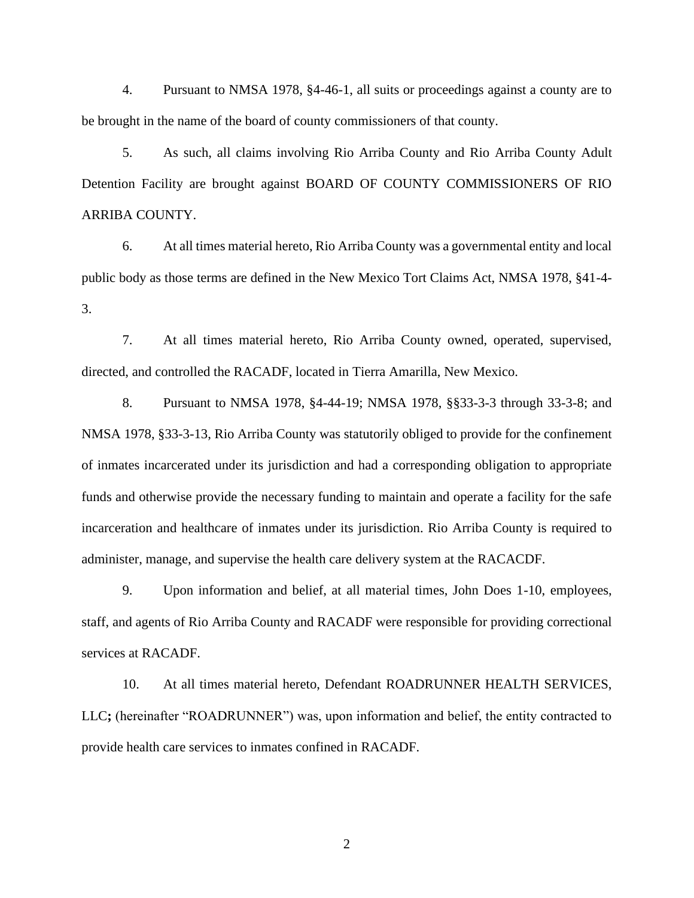4. Pursuant to NMSA 1978, §4-46-1, all suits or proceedings against a county are to be brought in the name of the board of county commissioners of that county.

5. As such, all claims involving Rio Arriba County and Rio Arriba County Adult Detention Facility are brought against BOARD OF COUNTY COMMISSIONERS OF RIO ARRIBA COUNTY.

6. At all times material hereto, Rio Arriba County was a governmental entity and local public body as those terms are defined in the New Mexico Tort Claims Act, NMSA 1978, §41-4-3.

7. At all times material hereto, Rio Arriba County owned, operated, supervised, directed, and controlled the RACADF, located in Tierra Amarilla, New Mexico.

8. Pursuant to NMSA 1978, §4-44-19; NMSA 1978, §§33-3-3 through 33-3-8; and NMSA 1978, §33-3-13, Rio Arriba County was statutorily obliged to provide for the confinement of inmates incarcerated under its jurisdiction and had a corresponding obligation to appropriate funds and otherwise provide the necessary funding to maintain and operate a facility for the safe incarceration and healthcare of inmates under its jurisdiction. Rio Arriba County is required to administer, manage, and supervise the health care delivery system at the RACACDF.

9. Upon information and belief, at all material times, John Does 1-10, employees, staff, and agents of Rio Arriba County and RACADF were responsible for providing correctional services at RACADF.

10. At all times material hereto, Defendant ROADRUNNER HEALTH SERVICES, LLC**;** (hereinafter "ROADRUNNER") was, upon information and belief, the entity contracted to provide health care services to inmates confined in RACADF.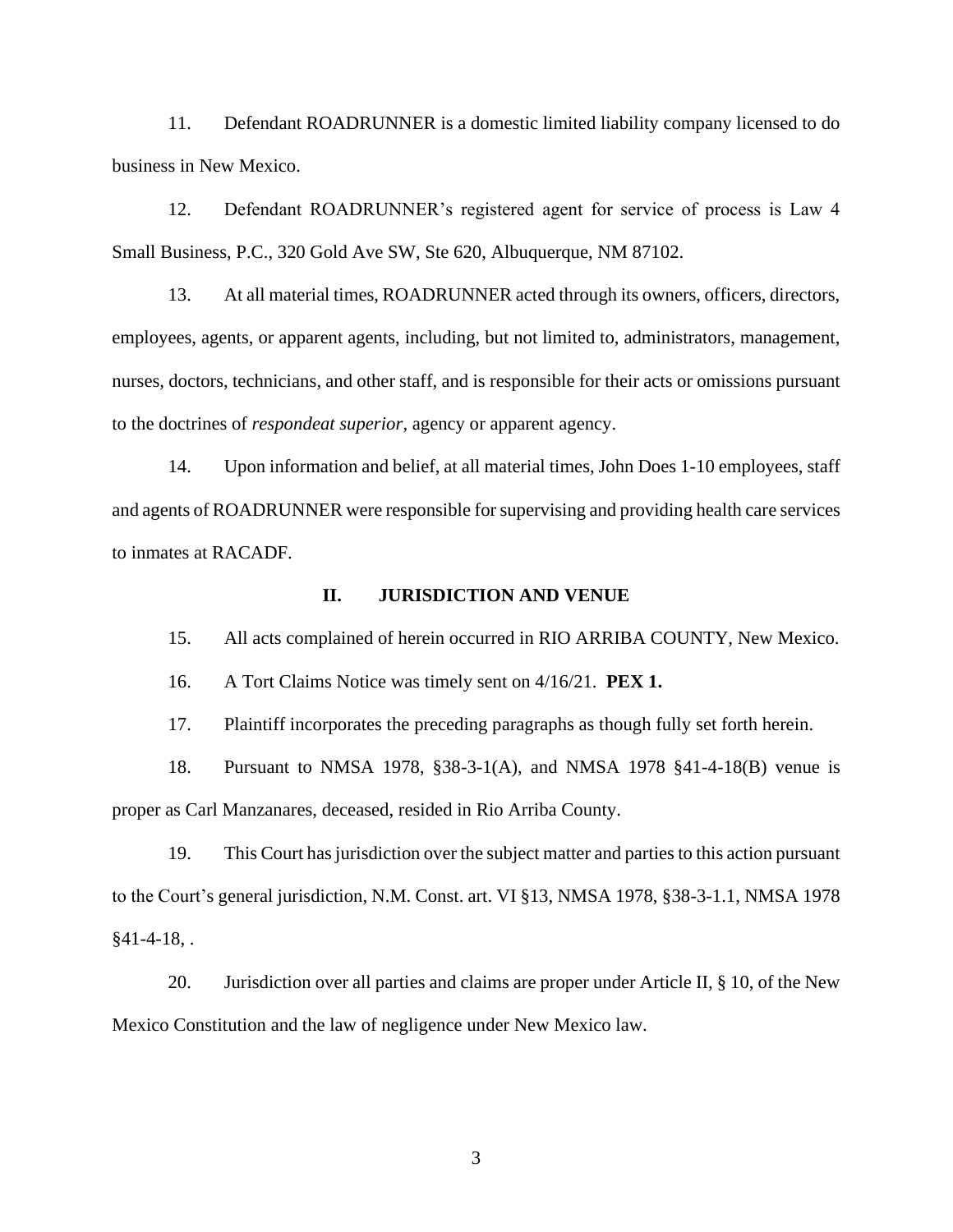11. Defendant ROADRUNNER is a domestic limited liability company licensed to do business in New Mexico.

12. Defendant ROADRUNNER's registered agent for service of process is Law 4 Small Business, P.C., 320 Gold Ave SW, Ste 620, Albuquerque, NM 87102.

13. At all material times, ROADRUNNER acted through its owners, officers, directors, employees, agents, or apparent agents, including, but not limited to, administrators, management, nurses, doctors, technicians, and other staff, and is responsible for their acts or omissions pursuant to the doctrines of *respondeat superior*, agency or apparent agency.

14. Upon information and belief, at all material times, John Does 1-10 employees, staff and agents of ROADRUNNER were responsible for supervising and providing health care services to inmates at RACADF.

## II. JURISDICTION AND VENUE

15. All acts complained of herein occurred in RIO ARRIBA COUNTY, New Mexico.

16. A Tort Claims Notice was timely sent on 4/16/21. **PEX 1.**

17. Plaintiff incorporates the preceding paragraphs as though fully set forth herein.

18. Pursuant to NMSA 1978, §38-3-1(A), and NMSA 1978 §41-4-18(B) venue is proper as Carl Manzanares, deceased, resided in Rio Arriba County.

19. This Court has jurisdiction over the subject matter and parties to this action pursuant to the Court's general jurisdiction, N.M. Const. art. VI §13, NMSA 1978, §38-3-1.1, NMSA 1978 §41-4-18, .

20. Jurisdiction over all parties and claims are proper under Article II, § 10, of the New Mexico Constitution and the law of negligence under New Mexico law.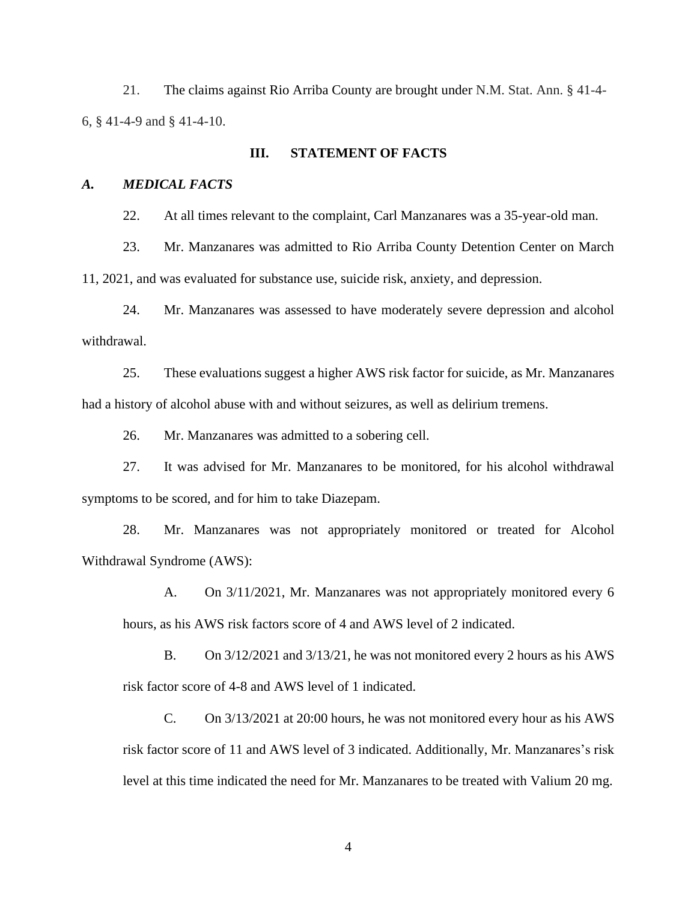21. The claims against Rio Arriba County are brought under N.M. Stat. Ann. § 41-4-6, § 41-4-9 and § 41-4-10.

## III. STATEMENT OF FACTS

### *A. MEDICAL FACTS*

22. At all times relevant to the complaint, Carl Manzanares was a 35-year-old man.

23. Mr. Manzanares was admitted to Rio Arriba County Detention Center on March 11, 2021, and was evaluated for substance use, suicide risk, anxiety, and depression.

24. Mr. Manzanares was assessed to have moderately severe depression and alcohol withdrawal.

25. These evaluations suggest a higher AWS risk factor for suicide, as Mr. Manzanares had a history of alcohol abuse with and without seizures, as well as delirium tremens.

26. Mr. Manzanares was admitted to a sobering cell.

27. It was advised for Mr. Manzanares to be monitored, for his alcohol withdrawal symptoms to be scored, and for him to take Diazepam.

28. Mr. Manzanares was not appropriately monitored or treated for Alcohol Withdrawal Syndrome (AWS):

A. On 3/11/2021, Mr. Manzanares was not appropriately monitored every 6 hours, as his AWS risk factors score of 4 and AWS level of 2 indicated.

B. On 3/12/2021 and 3/13/21, he was not monitored every 2 hours as his AWS risk factor score of 4-8 and AWS level of 1 indicated.

C. On 3/13/2021 at 20:00 hours, he was not monitored every hour as his AWS risk factor score of 11 and AWS level of 3 indicated. Additionally, Mr. Manzanares's risk level at this time indicated the need for Mr. Manzanares to be treated with Valium 20 mg.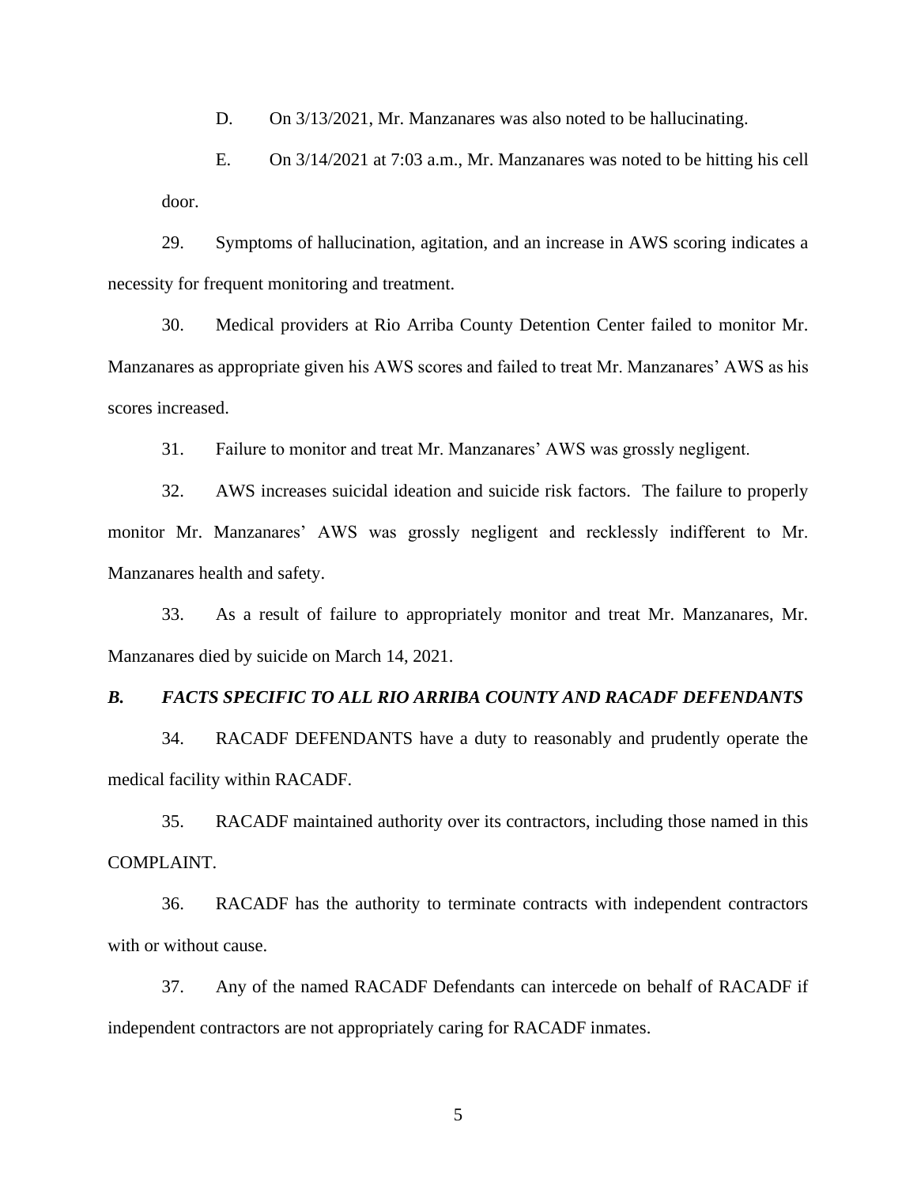D. On 3/13/2021, Mr. Manzanares was also noted to be hallucinating.

E. On 3/14/2021 at 7:03 a.m., Mr. Manzanares was noted to be hitting his cell door.

29. Symptoms of hallucination, agitation, and an increase in AWS scoring indicates a necessity for frequent monitoring and treatment.

30. Medical providers at Rio Arriba County Detention Center failed to monitor Mr. Manzanares as appropriate given his AWS scores and failed to treat Mr. Manzanares' AWS as his scores increased.

31. Failure to monitor and treat Mr. Manzanares' AWS was grossly negligent.

32. AWS increases suicidal ideation and suicide risk factors. The failure to properly monitor Mr. Manzanares' AWS was grossly negligent and recklessly indifferent to Mr. Manzanares health and safety.

33. As a result of failure to appropriately monitor and treat Mr. Manzanares, Mr. Manzanares died by suicide on March 14, 2021.

### *B. FACTS SPECIFIC TO ALL RIO ARRIBA COUNTY AND RACADF DEFENDANTS*

34. RACADF DEFENDANTS have a duty to reasonably and prudently operate the medical facility within RACADF.

35. RACADF maintained authority over its contractors, including those named in this COMPLAINT.

36. RACADF has the authority to terminate contracts with independent contractors with or without cause.

37. Any of the named RACADF Defendants can intercede on behalf of RACADF if independent contractors are not appropriately caring for RACADF inmates.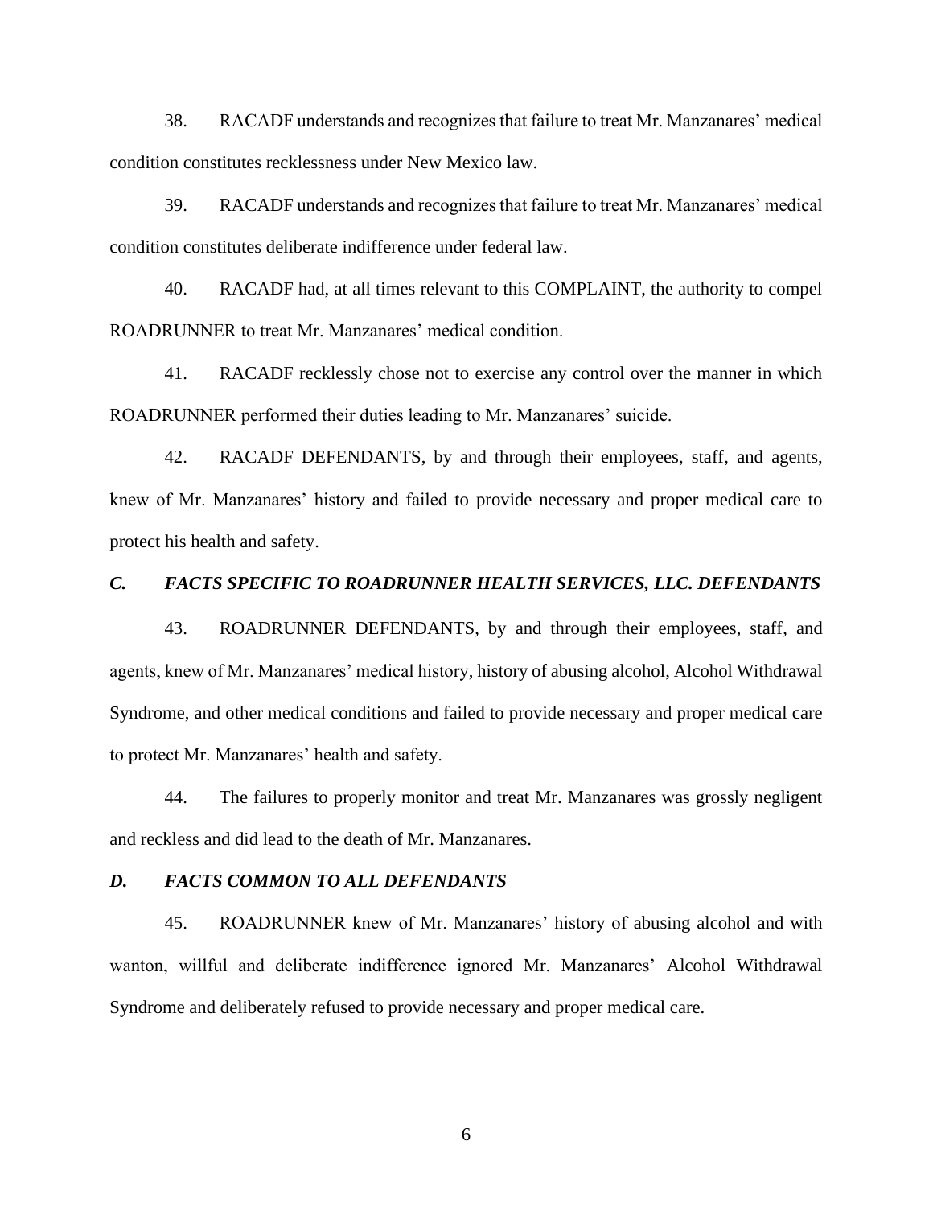38. RACADF understands and recognizes that failure to treat Mr. Manzanares' medical condition constitutes recklessness under New Mexico law.

39. RACADF understands and recognizes that failure to treat Mr. Manzanares' medical condition constitutes deliberate indifference under federal law.

40. RACADF had, at all times relevant to this COMPLAINT, the authority to compel ROADRUNNER to treat Mr. Manzanares' medical condition.

41. RACADF recklessly chose not to exercise any control over the manner in which ROADRUNNER performed their duties leading to Mr. Manzanares' suicide.

42. RACADF DEFENDANTS, by and through their employees, staff, and agents, knew of Mr. Manzanares' history and failed to provide necessary and proper medical care to protect his health and safety.

### *C. FACTS SPECIFIC TO ROADRUNNER HEALTH SERVICES, LLC. DEFENDANTS*

43. ROADRUNNER DEFENDANTS, by and through their employees, staff, and agents, knew of Mr. Manzanares' medical history, history of abusing alcohol, Alcohol Withdrawal Syndrome, and other medical conditions and failed to provide necessary and proper medical care to protect Mr. Manzanares' health and safety.

44. The failures to properly monitor and treat Mr. Manzanares was grossly negligent and reckless and did lead to the death of Mr. Manzanares.

### *D. FACTS COMMON TO ALL DEFENDANTS*

45. ROADRUNNER knew of Mr. Manzanares' history of abusing alcohol and with wanton, willful and deliberate indifference ignored Mr. Manzanares' Alcohol Withdrawal Syndrome and deliberately refused to provide necessary and proper medical care.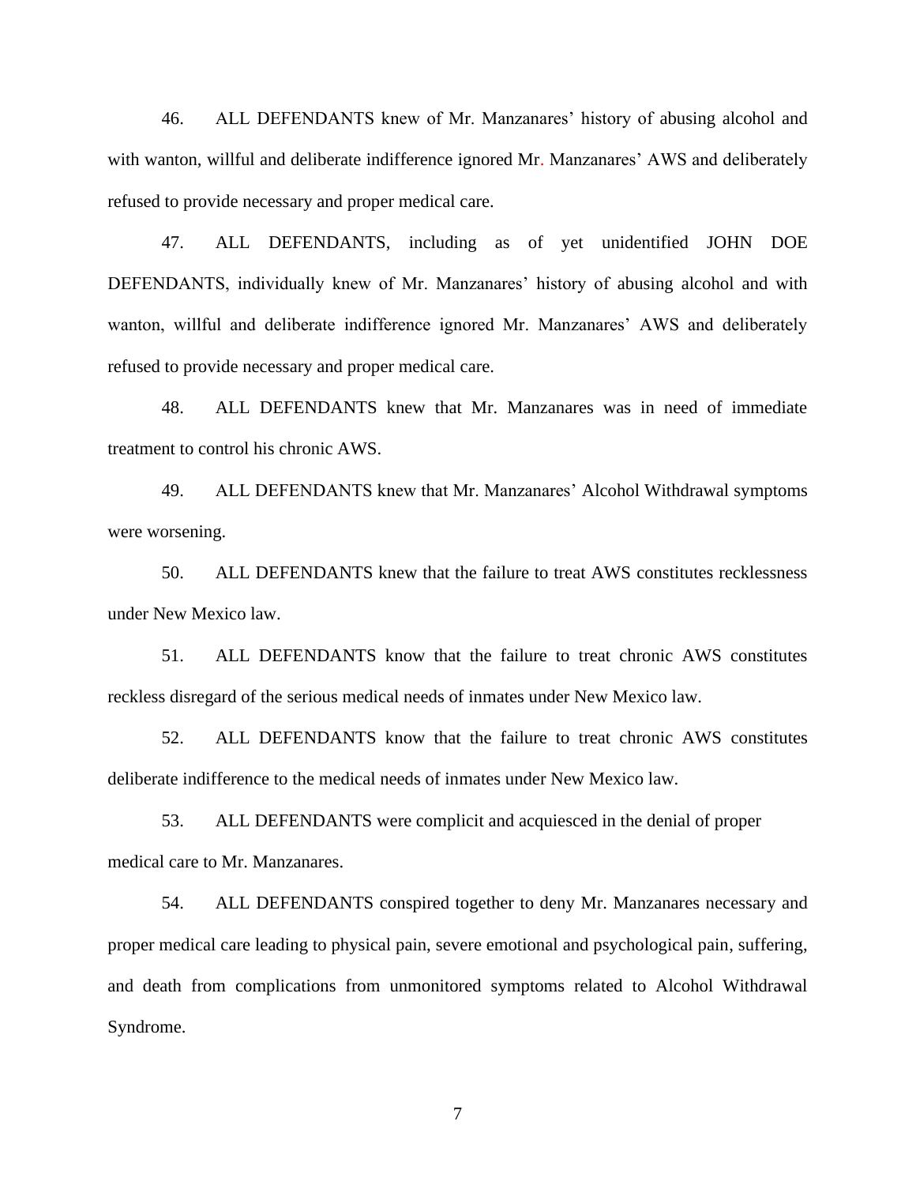46. ALL DEFENDANTS knew of Mr. Manzanares' history of abusing alcohol and with wanton, willful and deliberate indifference ignored Mr. Manzanares' AWS and deliberately refused to provide necessary and proper medical care.

47. ALL DEFENDANTS, including as of yet unidentified JOHN DOE DEFENDANTS, individually knew of Mr. Manzanares' history of abusing alcohol and with wanton, willful and deliberate indifference ignored Mr. Manzanares' AWS and deliberately refused to provide necessary and proper medical care.

48. ALL DEFENDANTS knew that Mr. Manzanares was in need of immediate treatment to control his chronic AWS.

49. ALL DEFENDANTS knew that Mr. Manzanares' Alcohol Withdrawal symptoms were worsening.

50. ALL DEFENDANTS knew that the failure to treat AWS constitutes recklessness under New Mexico law.

51. ALL DEFENDANTS know that the failure to treat chronic AWS constitutes reckless disregard of the serious medical needs of inmates under New Mexico law.

52. ALL DEFENDANTS know that the failure to treat chronic AWS constitutes deliberate indifference to the medical needs of inmates under New Mexico law.

53. ALL DEFENDANTS were complicit and acquiesced in the denial of proper medical care to Mr. Manzanares.

54. ALL DEFENDANTS conspired together to deny Mr. Manzanares necessary and proper medical care leading to physical pain, severe emotional and psychological pain, suffering, and death from complications from unmonitored symptoms related to Alcohol Withdrawal Syndrome.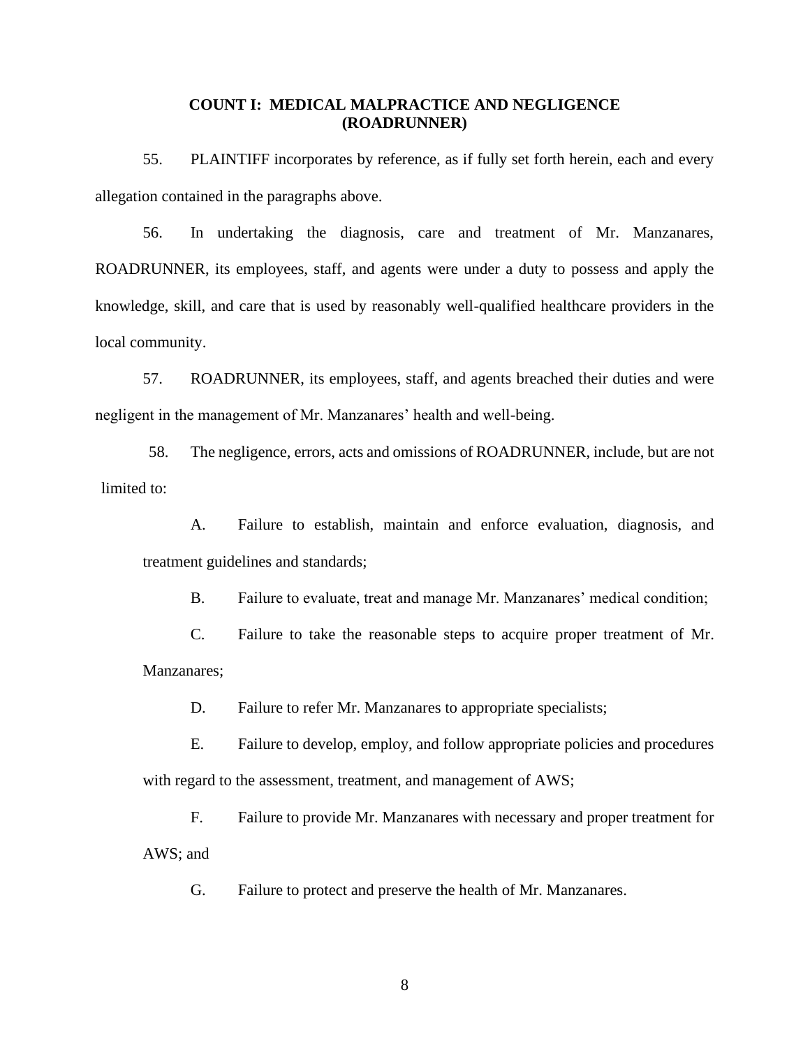## COUNT I: MEDICAL MALPRACTICE AND NEGLIGENCE (ROADRUNNER)

55. PLAINTIFF incorporates by reference, as if fully set forth herein, each and every allegation contained in the paragraphs above.

56. In undertaking the diagnosis, care and treatment of Mr. Manzanares, ROADRUNNER, its employees, staff, and agents were under a duty to possess and apply the knowledge, skill, and care that is used by reasonably well-qualified healthcare providers in the local community.

57. ROADRUNNER, its employees, staff, and agents breached their duties and were negligent in the management of Mr. Manzanares' health and well-being.

58. The negligence, errors, acts and omissions of ROADRUNNER, include, but are not limited to:

A. Failure to establish, maintain and enforce evaluation, diagnosis, and treatment guidelines and standards;

B. Failure to evaluate, treat and manage Mr. Manzanares' medical condition;

C. Failure to take the reasonable steps to acquire proper treatment of Mr. Manzanares;

D. Failure to refer Mr. Manzanares to appropriate specialists;

E. Failure to develop, employ, and follow appropriate policies and procedures with regard to the assessment, treatment, and management of AWS;

F. Failure to provide Mr. Manzanares with necessary and proper treatment for AWS; and

G. Failure to protect and preserve the health of Mr. Manzanares.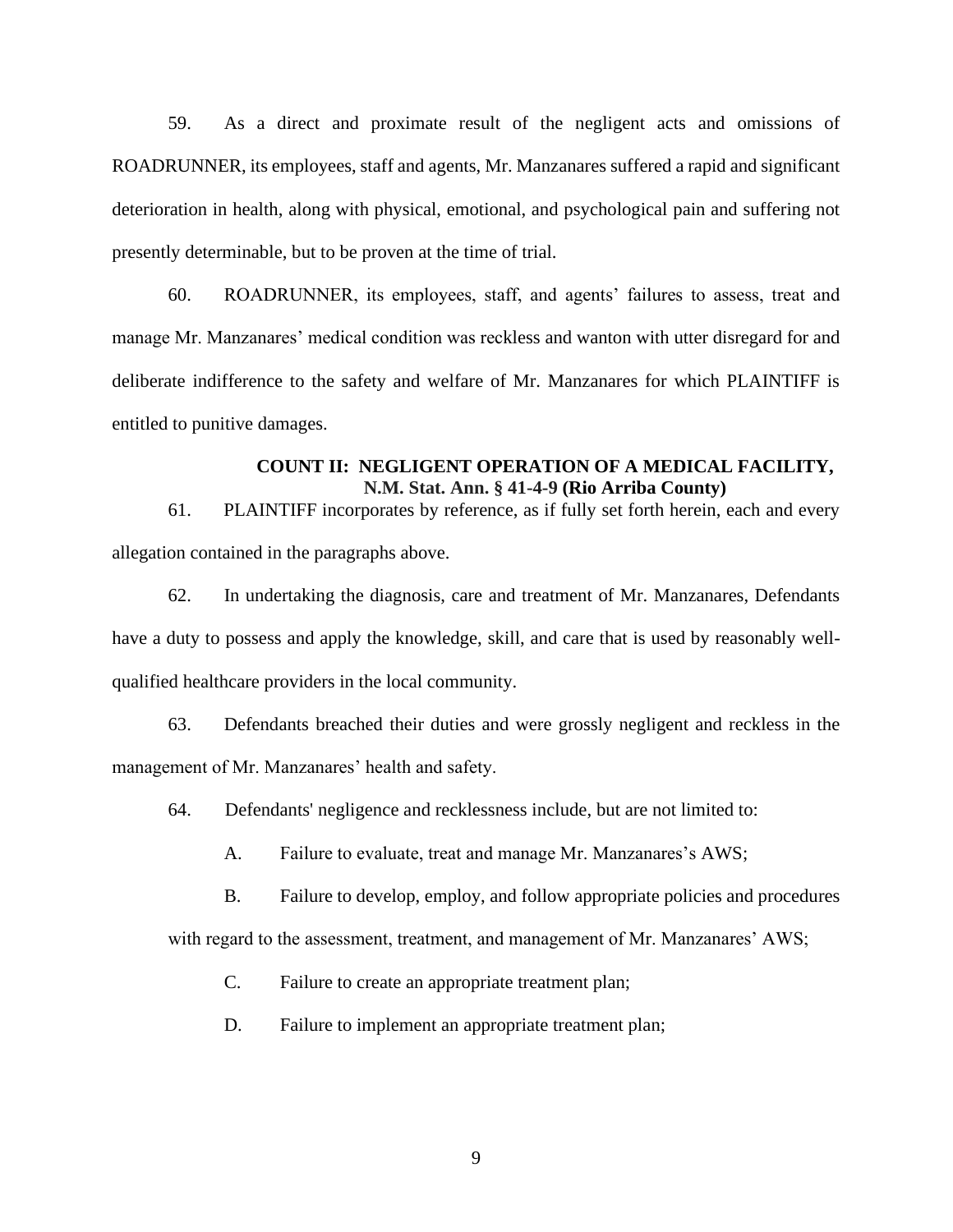59. As a direct and proximate result of the negligent acts and omissions of ROADRUNNER, its employees, staff and agents, Mr. Manzanares suffered a rapid and significant deterioration in health, along with physical, emotional, and psychological pain and suffering not presently determinable, but to be proven at the time of trial.

60. ROADRUNNER, its employees, staff, and agents' failures to assess, treat and manage Mr. Manzanares' medical condition was reckless and wanton with utter disregard for and deliberate indifference to the safety and welfare of Mr. Manzanares for which PLAINTIFF is entitled to punitive damages.

**COUNT II: NEGLIGENT OPERATION OF A MEDICAL FACILITY, N.M. Stat. Ann. § 41-4-9 (Rio Arriba County)**

61. PLAINTIFF incorporates by reference, as if fully set forth herein, each and every allegation contained in the paragraphs above.

62. In undertaking the diagnosis, care and treatment of Mr. Manzanares, Defendants have a duty to possess and apply the knowledge, skill, and care that is used by reasonably well-qualified healthcare providers in the local community.

63. Defendants breached their duties and were grossly negligent and reckless in the management of Mr. Manzanares' health and safety.

64. Defendants' negligence and recklessness include, but are not limited to:

A. Failure to evaluate, treat and manage Mr. Manzanares's AWS;

B. Failure to develop, employ, and follow appropriate policies and procedures with regard to the assessment, treatment, and management of Mr. Manzanares' AWS;

C. Failure to create an appropriate treatment plan;

D. Failure to implement an appropriate treatment plan;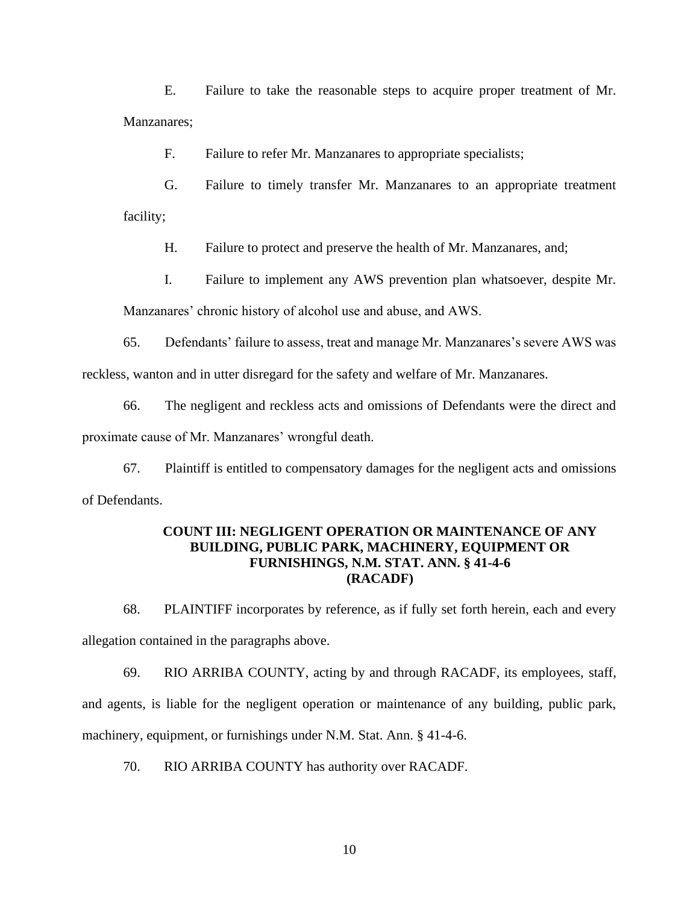E. Failure to take the reasonable steps to acquire proper treatment of Mr. Manzanares;

F. Failure to refer Mr. Manzanares to appropriate specialists;

G. Failure to timely transfer Mr. Manzanares to an appropriate treatment facility;

H. Failure to protect and preserve the health of Mr. Manzanares, and;

I. Failure to implement any AWS prevention plan whatsoever, despite Mr. Manzanares' chronic history of alcohol use and abuse, and AWS.

65. Defendants' failure to assess, treat and manage Mr. Manzanares's severe AWS was reckless, wanton and in utter disregard for the safety and welfare of Mr. Manzanares.

66. The negligent and reckless acts and omissions of Defendants were the direct and proximate cause of Mr. Manzanares' wrongful death.

67. Plaintiff is entitled to compensatory damages for the negligent acts and omissions of Defendants.

**COUNT III: NEGLIGENT OPERATION OR MAINTENANCE OF ANY BUILDING, PUBLIC PARK, MACHINERY, EQUIPMENT OR FURNISHINGS, N.M. STAT. ANN. § 41-4-6 (RACADF)**

68. PLAINTIFF incorporates by reference, as if fully set forth herein, each and every allegation contained in the paragraphs above.

69. RIO ARRIBA COUNTY, acting by and through RACADF, its employees, staff, and agents, is liable for the negligent operation or maintenance of any building, public park, machinery, equipment, or furnishings under N.M. Stat. Ann. § 41-4-6.

70. RIO ARRIBA COUNTY has authority over RACADF.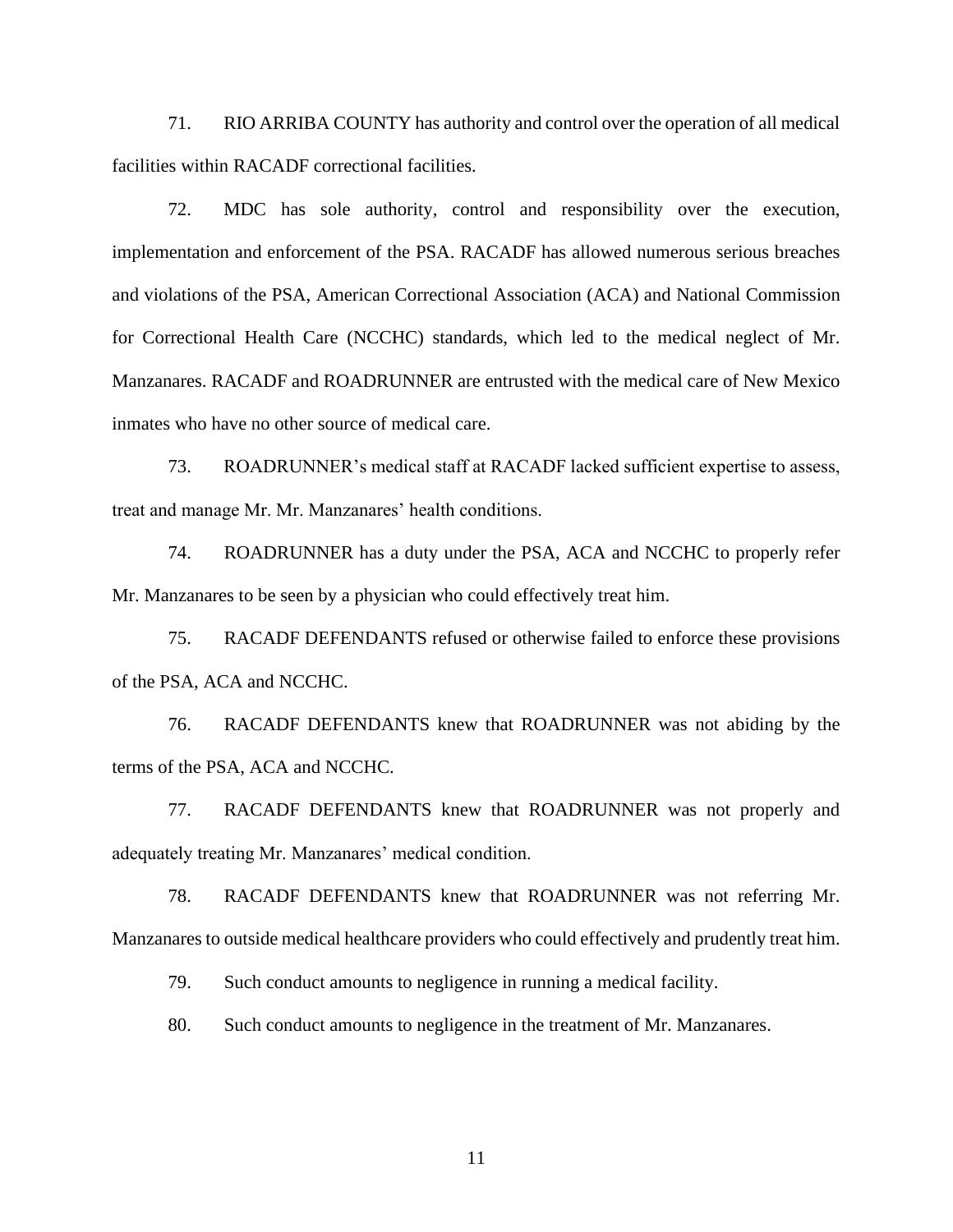71. RIO ARRIBA COUNTY has authority and control over the operation of all medical facilities within RACADF correctional facilities.

72. MDC has sole authority, control and responsibility over the execution, implementation and enforcement of the PSA. RACADF has allowed numerous serious breaches and violations of the PSA, American Correctional Association (ACA) and National Commission for Correctional Health Care (NCCHC) standards, which led to the medical neglect of Mr. Manzanares. RACADF and ROADRUNNER are entrusted with the medical care of New Mexico inmates who have no other source of medical care.

73. ROADRUNNER's medical staff at RACADF lacked sufficient expertise to assess, treat and manage Mr. Mr. Manzanares' health conditions.

74. ROADRUNNER has a duty under the PSA, ACA and NCCHC to properly refer Mr. Manzanares to be seen by a physician who could effectively treat him.

75. RACADF DEFENDANTS refused or otherwise failed to enforce these provisions of the PSA, ACA and NCCHC.

76. RACADF DEFENDANTS knew that ROADRUNNER was not abiding by the terms of the PSA, ACA and NCCHC.

77. RACADF DEFENDANTS knew that ROADRUNNER was not properly and adequately treating Mr. Manzanares' medical condition.

78. RACADF DEFENDANTS knew that ROADRUNNER was not referring Mr. Manzanares to outside medical healthcare providers who could effectively and prudently treat him.

79. Such conduct amounts to negligence in running a medical facility.

80. Such conduct amounts to negligence in the treatment of Mr. Manzanares.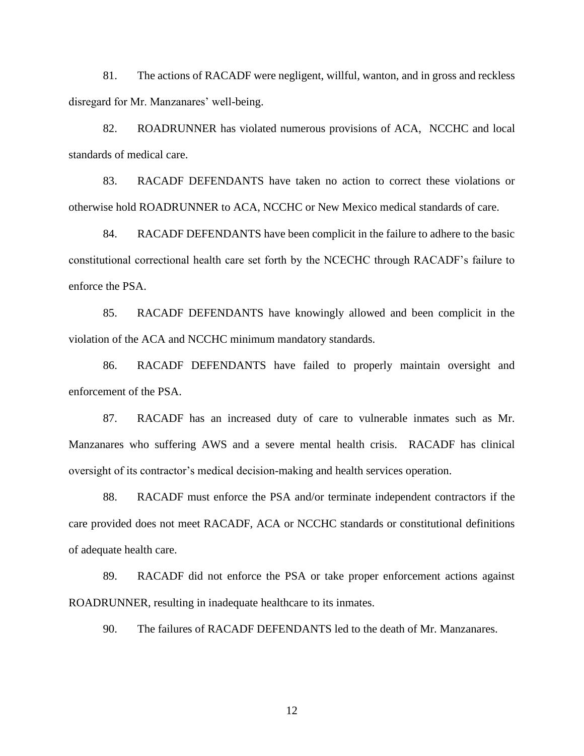81. The actions of RACADF were negligent, willful, wanton, and in gross and reckless disregard for Mr. Manzanares' well-being.

82. ROADRUNNER has violated numerous provisions of ACA, NCCHC and local standards of medical care.

83. RACADF DEFENDANTS have taken no action to correct these violations or otherwise hold ROADRUNNER to ACA, NCCHC or New Mexico medical standards of care.

84. RACADF DEFENDANTS have been complicit in the failure to adhere to the basic constitutional correctional health care set forth by the NCECHC through RACADF's failure to enforce the PSA.

85. RACADF DEFENDANTS have knowingly allowed and been complicit in the violation of the ACA and NCCHC minimum mandatory standards.

86. RACADF DEFENDANTS have failed to properly maintain oversight and enforcement of the PSA.

87. RACADF has an increased duty of care to vulnerable inmates such as Mr. Manzanares who suffering AWS and a severe mental health crisis. RACADF has clinical oversight of its contractor's medical decision-making and health services operation.

88. RACADF must enforce the PSA and/or terminate independent contractors if the care provided does not meet RACADF, ACA or NCCHC standards or constitutional definitions of adequate health care.

89. RACADF did not enforce the PSA or take proper enforcement actions against ROADRUNNER, resulting in inadequate healthcare to its inmates.

90. The failures of RACADF DEFENDANTS led to the death of Mr. Manzanares.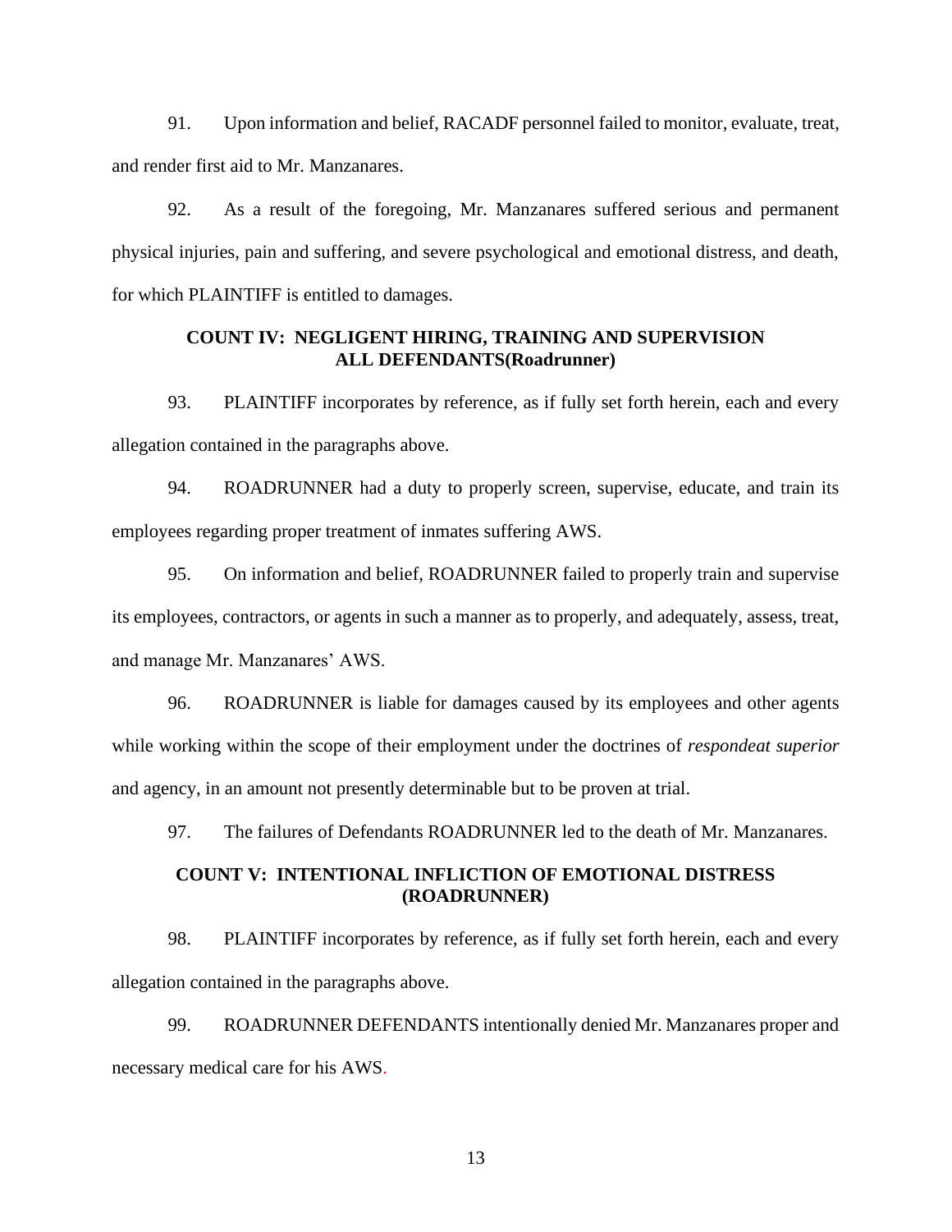91. Upon information and belief, RACADF personnel failed to monitor, evaluate, treat, and render first aid to Mr. Manzanares.

92. As a result of the foregoing, Mr. Manzanares suffered serious and permanent physical injuries, pain and suffering, and severe psychological and emotional distress, and death, for which PLAINTIFF is entitled to damages.

### COUNT IV: NEGLIGENT HIRING, TRAINING AND SUPERVISION ALL DEFENDANTS(Roadrunner)

93. PLAINTIFF incorporates by reference, as if fully set forth herein, each and every allegation contained in the paragraphs above.

94. ROADRUNNER had a duty to properly screen, supervise, educate, and train its employees regarding proper treatment of inmates suffering AWS.

95. On information and belief, ROADRUNNER failed to properly train and supervise its employees, contractors, or agents in such a manner as to properly, and adequately, assess, treat, and manage Mr. Manzanares' AWS.

96. ROADRUNNER is liable for damages caused by its employees and other agents while working within the scope of their employment under the doctrines of *respondeat superior* and agency, in an amount not presently determinable but to be proven at trial.

97. The failures of Defendants ROADRUNNER led to the death of Mr. Manzanares.

### COUNT V: INTENTIONAL INFLICTION OF EMOTIONAL DISTRESS (ROADRUNNER)

98. PLAINTIFF incorporates by reference, as if fully set forth herein, each and every allegation contained in the paragraphs above.

99. ROADRUNNER DEFENDANTS intentionally denied Mr. Manzanares proper and necessary medical care for his AWS.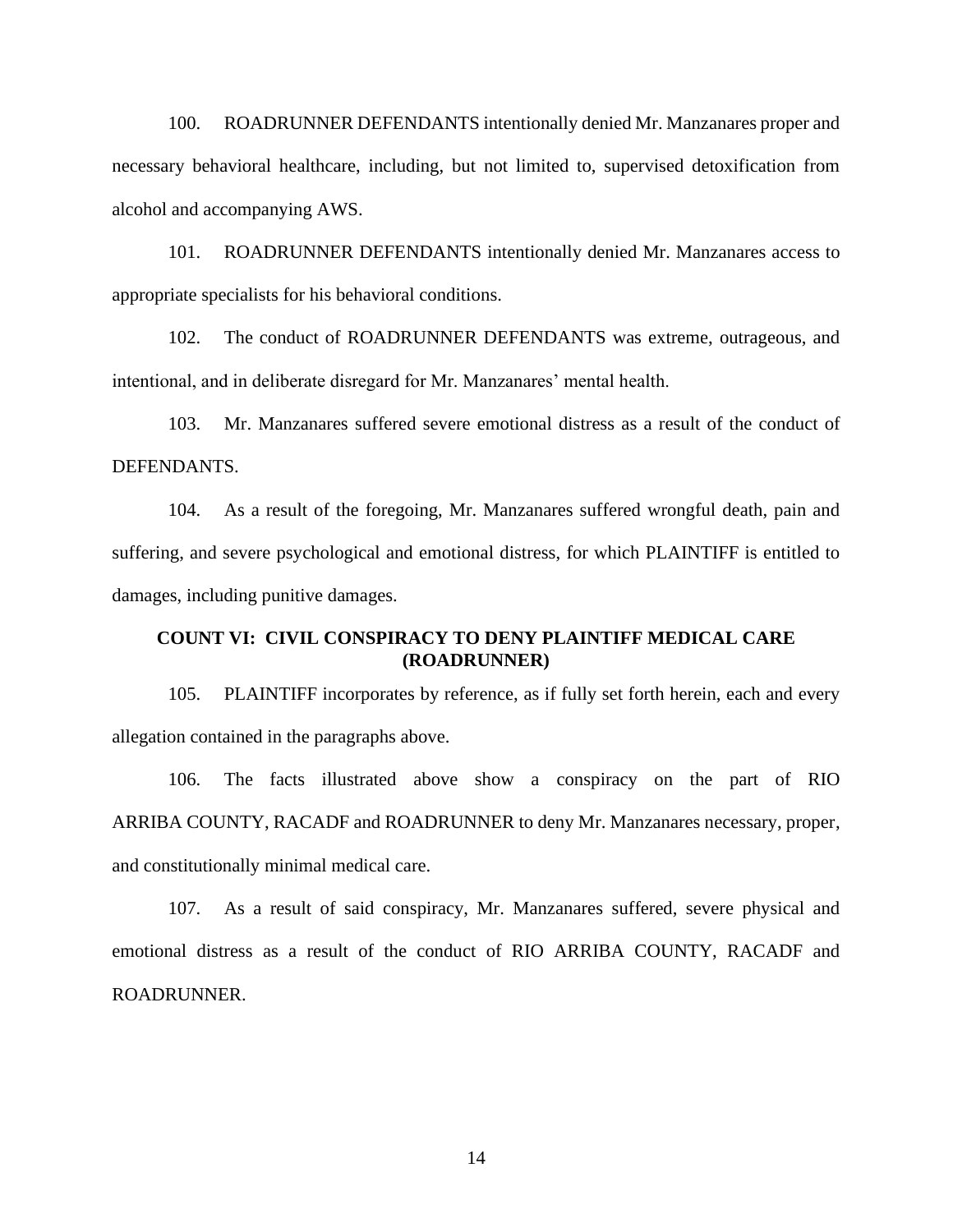100. ROADRUNNER DEFENDANTS intentionally denied Mr. Manzanares proper and necessary behavioral healthcare, including, but not limited to, supervised detoxification from alcohol and accompanying AWS.

101. ROADRUNNER DEFENDANTS intentionally denied Mr. Manzanares access to appropriate specialists for his behavioral conditions.

102. The conduct of ROADRUNNER DEFENDANTS was extreme, outrageous, and intentional, and in deliberate disregard for Mr. Manzanares' mental health.

103. Mr. Manzanares suffered severe emotional distress as a result of the conduct of DEFENDANTS.

104. As a result of the foregoing, Mr. Manzanares suffered wrongful death, pain and suffering, and severe psychological and emotional distress, for which PLAINTIFF is entitled to damages, including punitive damages.

## COUNT VI: CIVIL CONSPIRACY TO DENY PLAINTIFF MEDICAL CARE (ROADRUNNER)

105. PLAINTIFF incorporates by reference, as if fully set forth herein, each and every allegation contained in the paragraphs above.

106. The facts illustrated above show a conspiracy on the part of RIO ARRIBA COUNTY, RACADF and ROADRUNNER to deny Mr. Manzanares necessary, proper, and constitutionally minimal medical care.

107. As a result of said conspiracy, Mr. Manzanares suffered, severe physical and emotional distress as a result of the conduct of RIO ARRIBA COUNTY, RACADF and ROADRUNNER.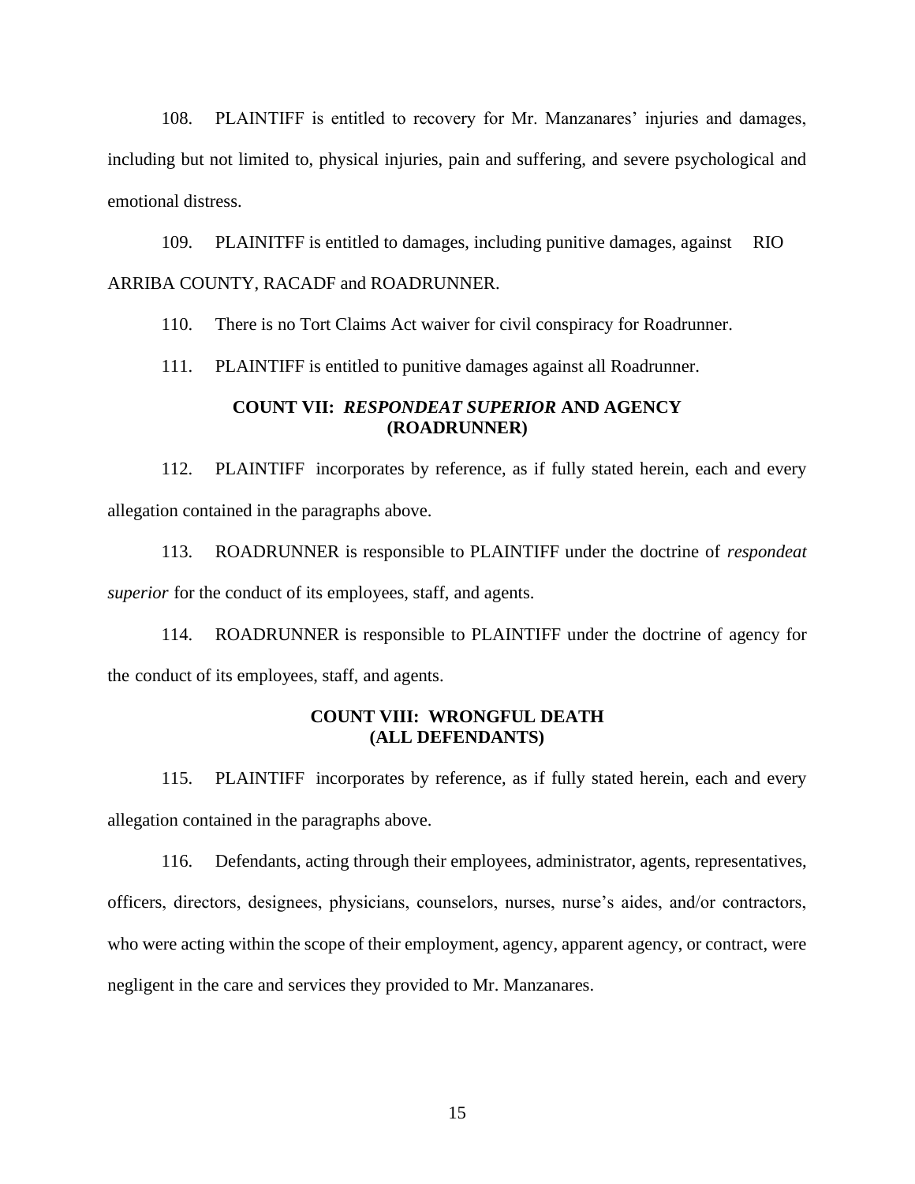108. PLAINTIFF is entitled to recovery for Mr. Manzanares' injuries and damages, including but not limited to, physical injuries, pain and suffering, and severe psychological and emotional distress.

109. PLAINITFF is entitled to damages, including punitive damages, against RIO ARRIBA COUNTY, RACADF and ROADRUNNER.

110. There is no Tort Claims Act waiver for civil conspiracy for Roadrunner.

111. PLAINTIFF is entitled to punitive damages against all Roadrunner.

**COUNT VII: *RESPONDEAT SUPERIOR* AND AGENCY (ROADRUNNER)**

112. PLAINTIFF incorporates by reference, as if fully stated herein, each and every allegation contained in the paragraphs above.

113. ROADRUNNER is responsible to PLAINTIFF under the doctrine of *respondeat superior* for the conduct of its employees, staff, and agents.

114. ROADRUNNER is responsible to PLAINTIFF under the doctrine of agency for the conduct of its employees, staff, and agents.

**COUNT VIII: WRONGFUL DEATH (ALL DEFENDANTS)**

115. PLAINTIFF incorporates by reference, as if fully stated herein, each and every allegation contained in the paragraphs above.

116. Defendants, acting through their employees, administrator, agents, representatives, officers, directors, designees, physicians, counselors, nurses, nurse's aides, and/or contractors, who were acting within the scope of their employment, agency, apparent agency, or contract, were negligent in the care and services they provided to Mr. Manzanares.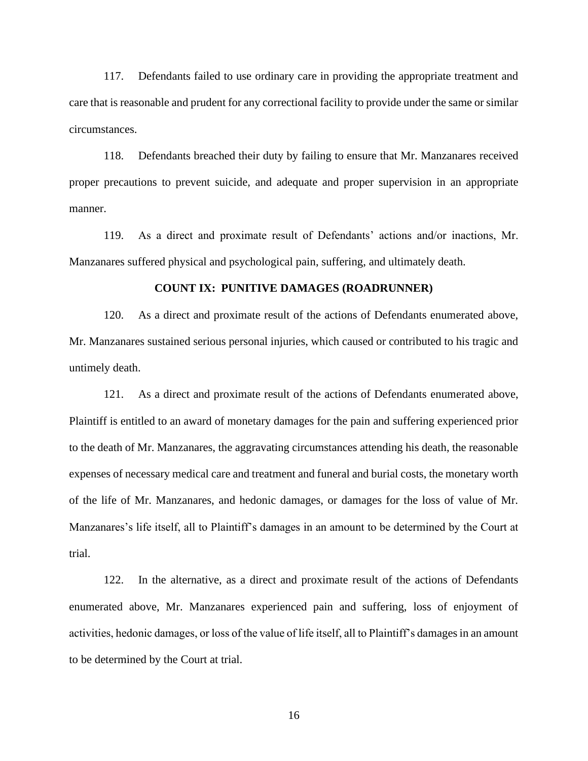117. Defendants failed to use ordinary care in providing the appropriate treatment and care that is reasonable and prudent for any correctional facility to provide under the same or similar circumstances.

118. Defendants breached their duty by failing to ensure that Mr. Manzanares received proper precautions to prevent suicide, and adequate and proper supervision in an appropriate manner.

119. As a direct and proximate result of Defendants' actions and/or inactions, Mr. Manzanares suffered physical and psychological pain, suffering, and ultimately death.

**COUNT IX: PUNITIVE DAMAGES (ROADRUNNER)**

120. As a direct and proximate result of the actions of Defendants enumerated above, Mr. Manzanares sustained serious personal injuries, which caused or contributed to his tragic and untimely death.

121. As a direct and proximate result of the actions of Defendants enumerated above, Plaintiff is entitled to an award of monetary damages for the pain and suffering experienced prior to the death of Mr. Manzanares, the aggravating circumstances attending his death, the reasonable expenses of necessary medical care and treatment and funeral and burial costs, the monetary worth of the life of Mr. Manzanares, and hedonic damages, or damages for the loss of value of Mr. Manzanares's life itself, all to Plaintiff's damages in an amount to be determined by the Court at trial.

122. In the alternative, as a direct and proximate result of the actions of Defendants enumerated above, Mr. Manzanares experienced pain and suffering, loss of enjoyment of activities, hedonic damages, or loss of the value of life itself, all to Plaintiff's damages in an amount to be determined by the Court at trial.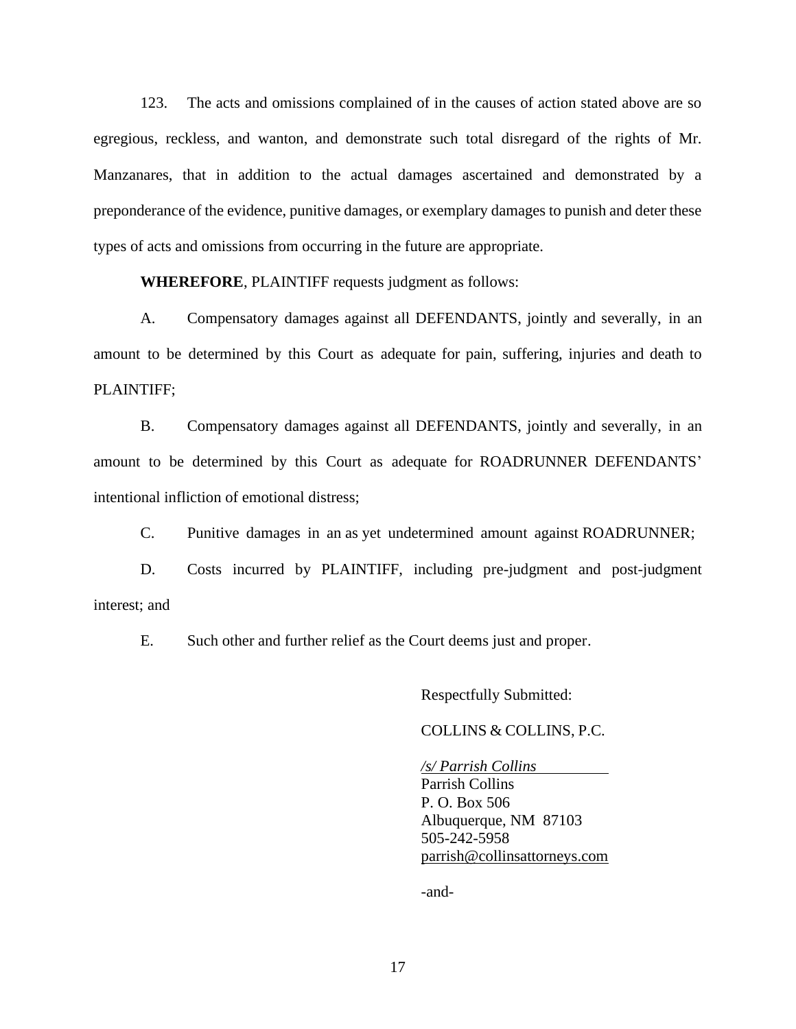123. The acts and omissions complained of in the causes of action stated above are so egregious, reckless, and wanton, and demonstrate such total disregard of the rights of Mr. Manzanares, that in addition to the actual damages ascertained and demonstrated by a preponderance of the evidence, punitive damages, or exemplary damages to punish and deter these types of acts and omissions from occurring in the future are appropriate.

**WHEREFORE**, PLAINTIFF requests judgment as follows:

A. Compensatory damages against all DEFENDANTS, jointly and severally, in an amount to be determined by this Court as adequate for pain, suffering, injuries and death to PLAINTIFF;

B. Compensatory damages against all DEFENDANTS, jointly and severally, in an amount to be determined by this Court as adequate for ROADRUNNER DEFENDANTS' intentional infliction of emotional distress;

C. Punitive damages in an as yet undetermined amount against ROADRUNNER;

D. Costs incurred by PLAINTIFF, including pre-judgment and post-judgment interest; and

E. Such other and further relief as the Court deems just and proper.

Respectfully Submitted:

COLLINS & COLLINS, P.C.

*/s/ Parrish Collins*
Parrish Collins
P. O. Box 506
Albuquerque, NM 87103
505-242-5958
parrish@collinsattorneys.com

-and-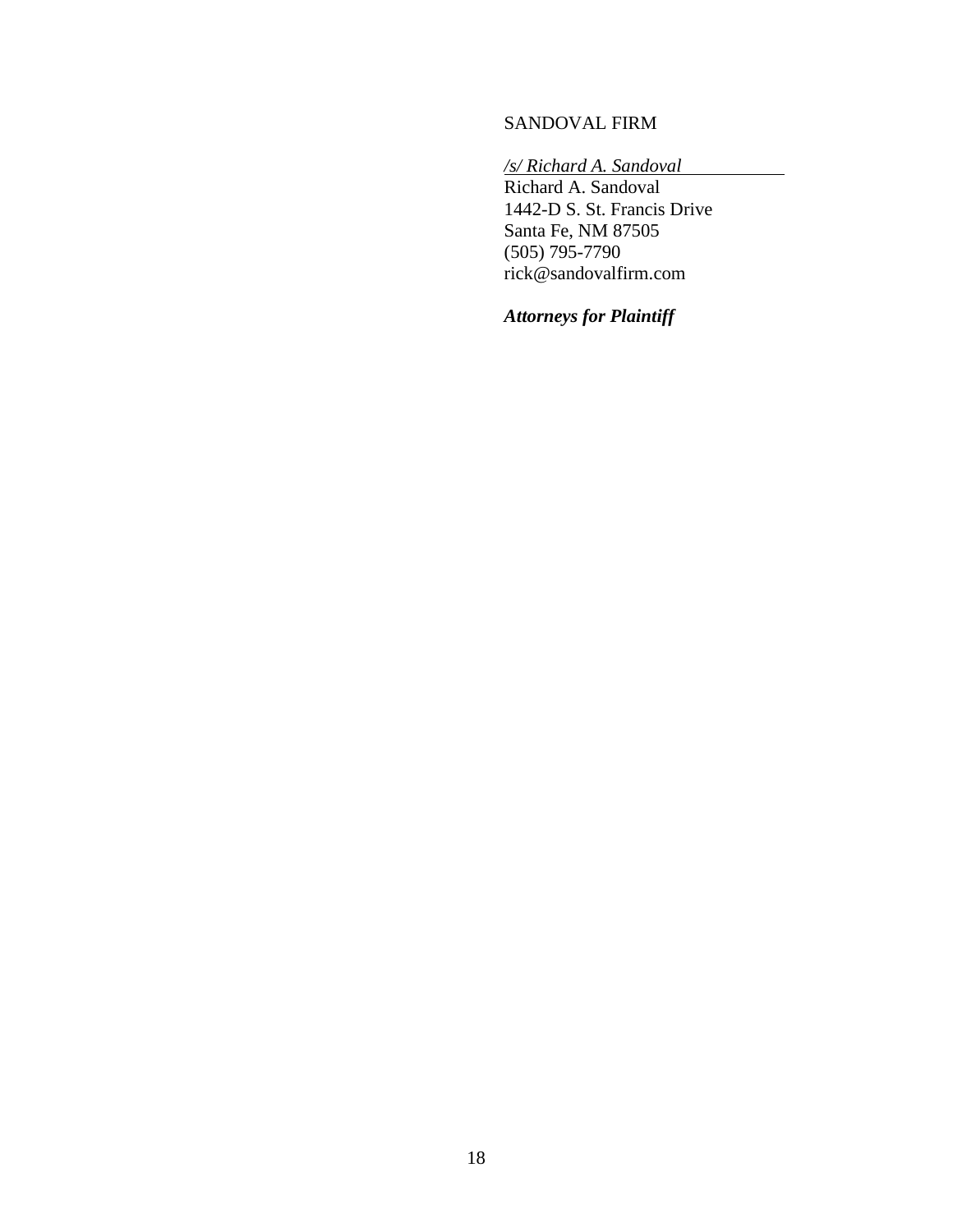SANDOVAL FIRM

*/s/ Richard A. Sandoval*
Richard A. Sandoval
1442-D S. St. Francis Drive
Santa Fe, NM 87505
(505) 795-7790
rick@sandovalfirm.com

***Attorneys for Plaintiff***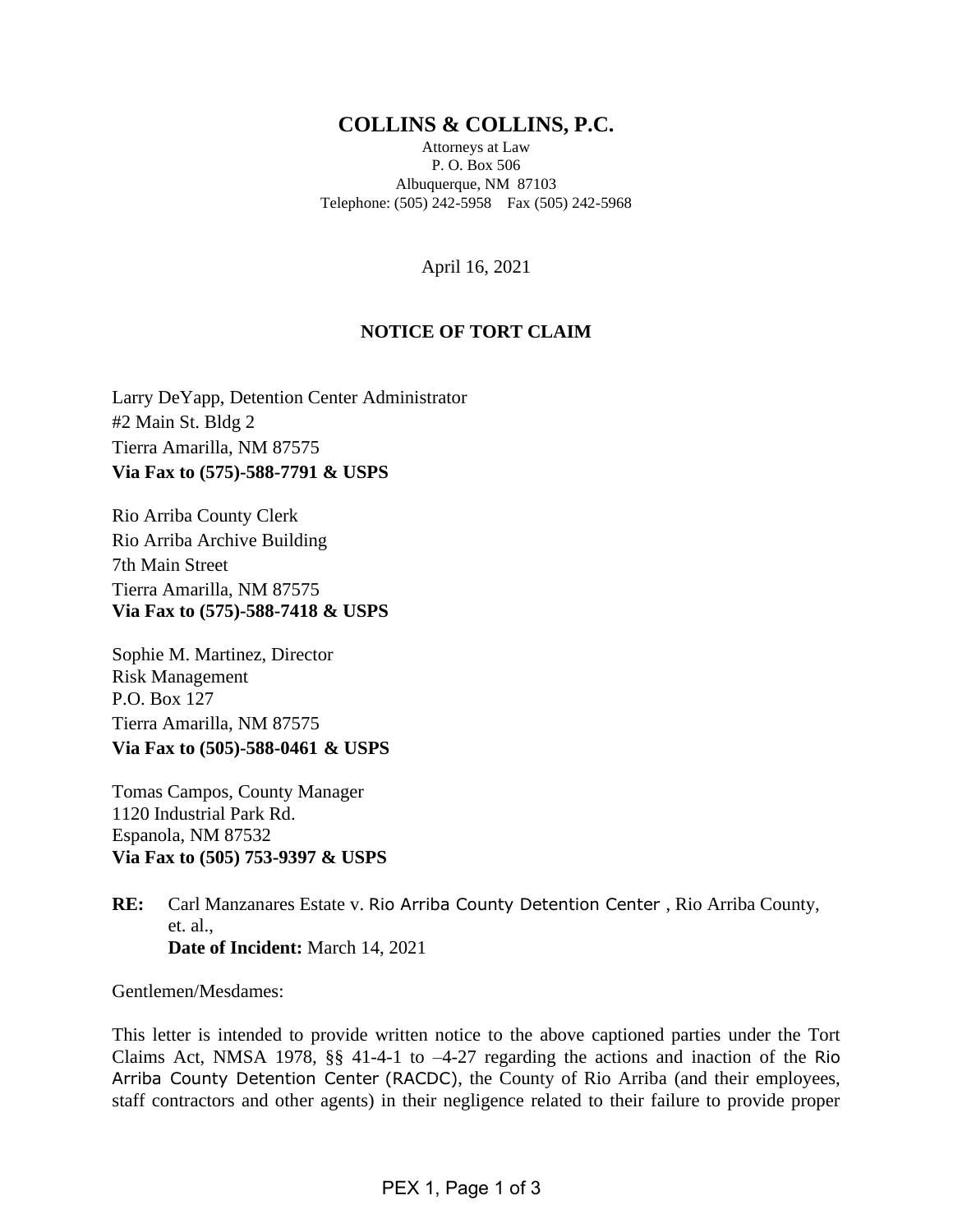# COLLINS & COLLINS, P.C.

Attorneys at Law
P. O. Box 506
Albuquerque, NM 87103
Telephone: (505) 242-5958 Fax (505) 242-5968

April 16, 2021

## NOTICE OF TORT CLAIM

Larry DeYapp, Detention Center Administrator
#2 Main St. Bldg 2
Tierra Amarilla, NM 87575
**Via Fax to (575)-588-7791 & USPS**

Rio Arriba County Clerk
Rio Arriba Archive Building
7th Main Street
Tierra Amarilla, NM 87575
**Via Fax to (575)-588-7418 & USPS**

Sophie M. Martinez, Director
Risk Management
P.O. Box 127
Tierra Amarilla, NM 87575
**Via Fax to (505)-588-0461 & USPS**

Tomas Campos, County Manager
1120 Industrial Park Rd.
Espanola, NM 87532
**Via Fax to (505) 753-9397 & USPS**

**RE:** Carl Manzanares Estate v. Rio Arriba County Detention Center , Rio Arriba County, et. al.,
**Date of Incident:** March 14, 2021

Gentlemen/Mesdames:

This letter is intended to provide written notice to the above captioned parties under the Tort Claims Act, NMSA 1978, §§ 41-4-1 to –4-27 regarding the actions and inaction of the Rio Arriba County Detention Center (RACDC), the County of Rio Arriba (and their employees, staff contractors and other agents) in their negligence related to their failure to provide proper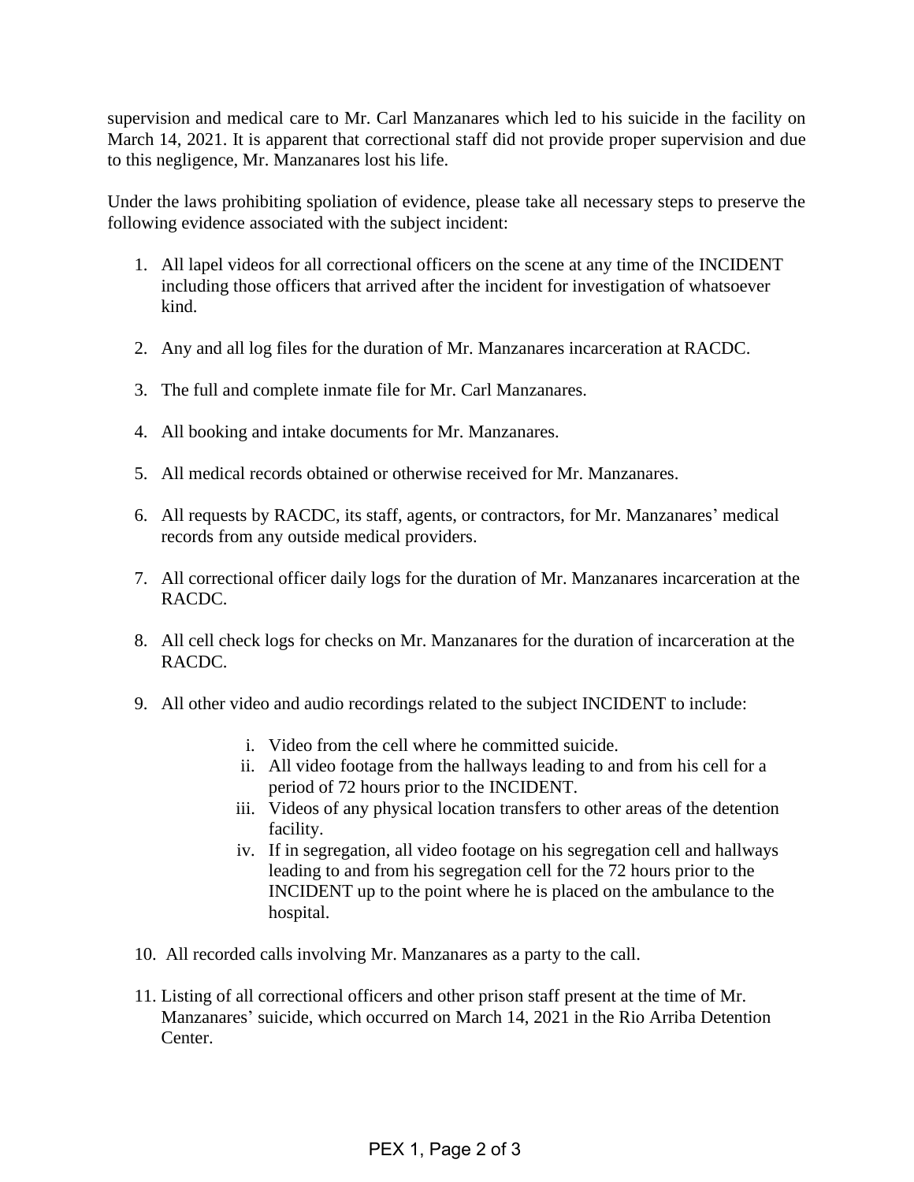supervision and medical care to Mr. Carl Manzanares which led to his suicide in the facility on March 14, 2021. It is apparent that correctional staff did not provide proper supervision and due to this negligence, Mr. Manzanares lost his life.

Under the laws prohibiting spoliation of evidence, please take all necessary steps to preserve the following evidence associated with the subject incident:

1. All lapel videos for all correctional officers on the scene at any time of the INCIDENT including those officers that arrived after the incident for investigation of whatsoever kind.

2. Any and all log files for the duration of Mr. Manzanares incarceration at RACDC.

3. The full and complete inmate file for Mr. Carl Manzanares.

4. All booking and intake documents for Mr. Manzanares.

5. All medical records obtained or otherwise received for Mr. Manzanares.

6. All requests by RACDC, its staff, agents, or contractors, for Mr. Manzanares' medical records from any outside medical providers.

7. All correctional officer daily logs for the duration of Mr. Manzanares incarceration at the RACDC.

8. All cell check logs for checks on Mr. Manzanares for the duration of incarceration at the RACDC.

9. All other video and audio recordings related to the subject INCIDENT to include:

   i. Video from the cell where he committed suicide.
   ii. All video footage from the hallways leading to and from his cell for a period of 72 hours prior to the INCIDENT.
   iii. Videos of any physical location transfers to other areas of the detention facility.
   iv. If in segregation, all video footage on his segregation cell and hallways leading to and from his segregation cell for the 72 hours prior to the INCIDENT up to the point where he is placed on the ambulance to the hospital.

10. All recorded calls involving Mr. Manzanares as a party to the call.

11. Listing of all correctional officers and other prison staff present at the time of Mr. Manzanares' suicide, which occurred on March 14, 2021 in the Rio Arriba Detention Center.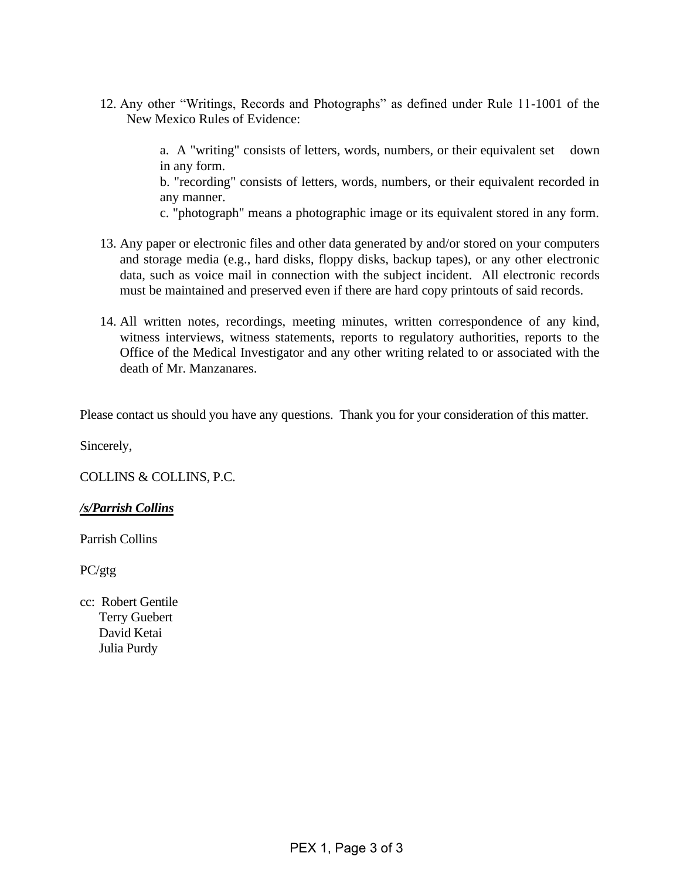12. Any other "Writings, Records and Photographs" as defined under Rule 11-1001 of the New Mexico Rules of Evidence:

    a. A "writing" consists of letters, words, numbers, or their equivalent set down in any form.
    b. "recording" consists of letters, words, numbers, or their equivalent recorded in any manner.
    c. "photograph" means a photographic image or its equivalent stored in any form.

13. Any paper or electronic files and other data generated by and/or stored on your computers and storage media (e.g., hard disks, floppy disks, backup tapes), or any other electronic data, such as voice mail in connection with the subject incident. All electronic records must be maintained and preserved even if there are hard copy printouts of said records.

14. All written notes, recordings, meeting minutes, written correspondence of any kind, witness interviews, witness statements, reports to regulatory authorities, reports to the Office of the Medical Investigator and any other writing related to or associated with the death of Mr. Manzanares.

Please contact us should you have any questions. Thank you for your consideration of this matter.

Sincerely,

COLLINS & COLLINS, P.C.

***/s/Parrish Collins***

Parrish Collins

PC/gtg

cc: Robert Gentile
Terry Guebert
David Ketai
Julia Purdy